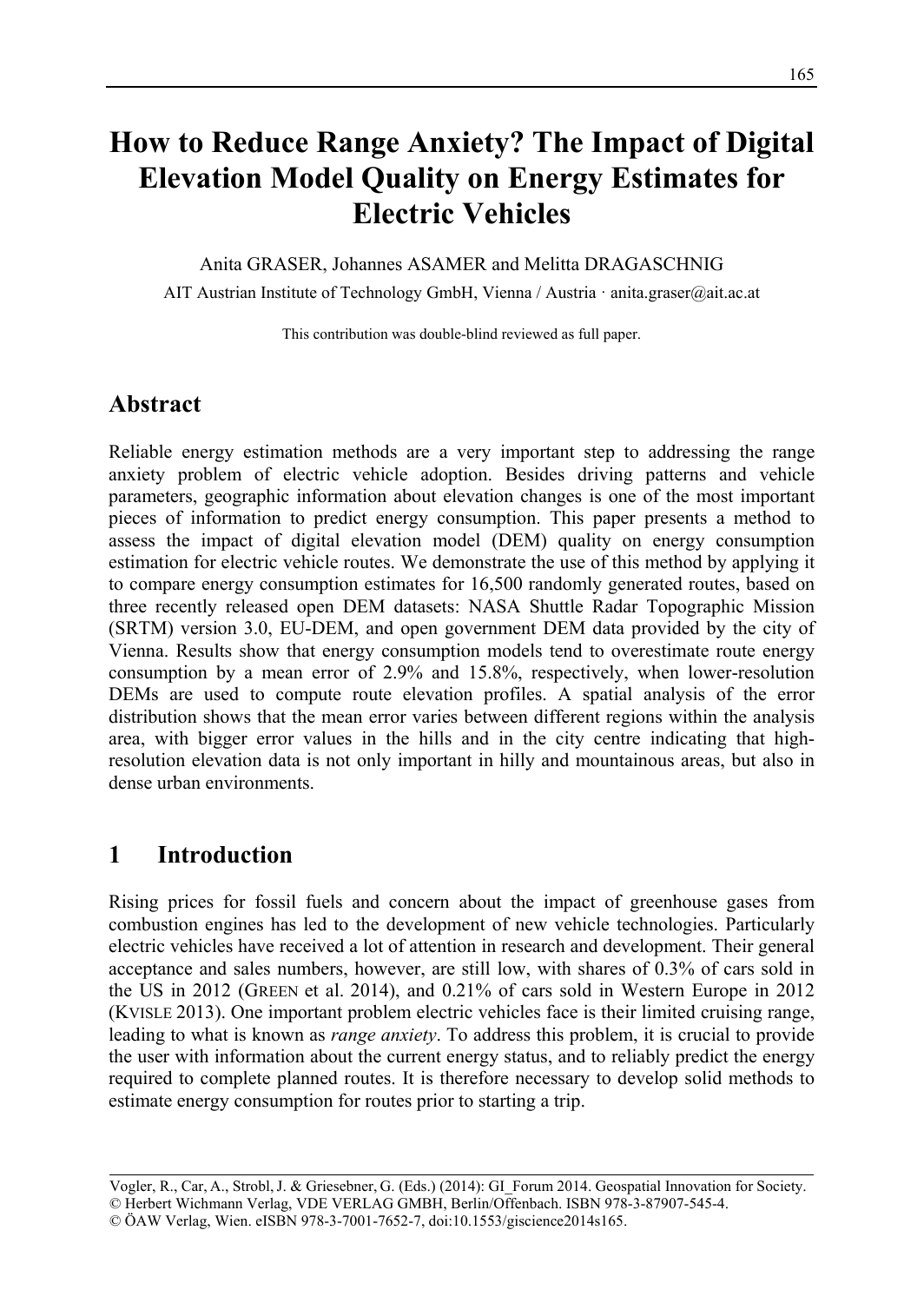# How to Reduce Range Anxiety? The Impact of Digital Elevation Model Quality on Energy Estimates for Electric Vehicles

Anita GRASER, Johannes ASAMER and Melitta DRAGASCHNIG

AIT Austrian Institute of Technology GmbH, Vienna / Austria · anita.graser@ait.ac.at

This contribution was double-blind reviewed as full paper.

## Abstract

Reliable energy estimation methods are a very important step to addressing the range anxiety problem of electric vehicle adoption. Besides driving patterns and vehicle parameters, geographic information about elevation changes is one of the most important pieces of information to predict energy consumption. This paper presents a method to assess the impact of digital elevation model (DEM) quality on energy consumption estimation for electric vehicle routes. We demonstrate the use of this method by applying it to compare energy consumption estimates for 16,500 randomly generated routes, based on three recently released open DEM datasets: NASA Shuttle Radar Topographic Mission (SRTM) version 3.0, EU-DEM, and open government DEM data provided by the city of Vienna. Results show that energy consumption models tend to overestimate route energy consumption by a mean error of 2.9% and 15.8%, respectively, when lower-resolution DEMs are used to compute route elevation profiles. A spatial analysis of the error distribution shows that the mean error varies between different regions within the analysis area, with bigger error values in the hills and in the city centre indicating that high-resolution elevation data is not only important in hilly and mountainous areas, but also in dense urban environments.

## 1 Introduction

Rising prices for fossil fuels and concern about the impact of greenhouse gases from combustion engines has led to the development of new vehicle technologies. Particularly electric vehicles have received a lot of attention in research and development. Their general acceptance and sales numbers, however, are still low, with shares of 0.3% of cars sold in the US in 2012 (GREEN et al. 2014), and 0.21% of cars sold in Western Europe in 2012 (KVISLE 2013). One important problem electric vehicles face is their limited cruising range, leading to what is known as *range anxiety*. To address this problem, it is crucial to provide the user with information about the current energy status, and to reliably predict the energy required to complete planned routes. It is therefore necessary to develop solid methods to estimate energy consumption for routes prior to starting a trip.

Vogler, R., Car, A., Strobl, J. & Griesebner, G. (Eds.) (2014): GI_Forum 2014. Geospatial Innovation for Society.
© Herbert Wichmann Verlag, VDE VERLAG GMBH, Berlin/Offenbach. ISBN 978-3-87907-545-4.
© ÖAW Verlag, Wien. eISBN 978-3-7001-7652-7, doi:10.1553/giscience2014s165.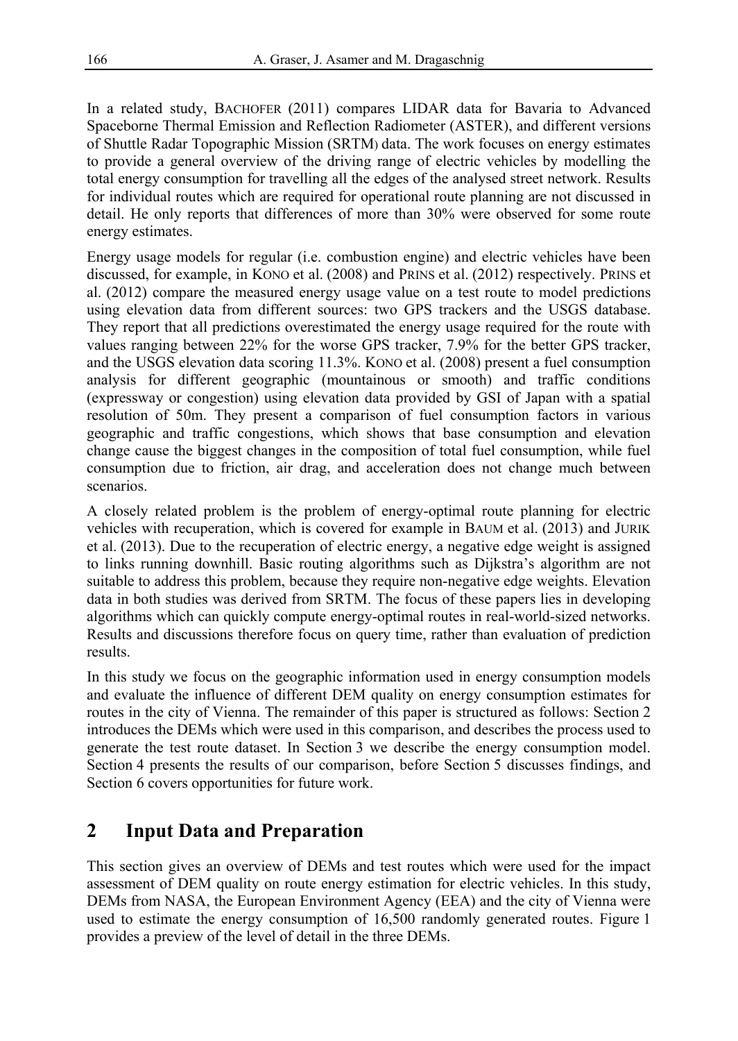In a related study, BACHOFER (2011) compares LIDAR data for Bavaria to Advanced Spaceborne Thermal Emission and Reflection Radiometer (ASTER), and different versions of Shuttle Radar Topographic Mission (SRTM) data. The work focuses on energy estimates to provide a general overview of the driving range of electric vehicles by modelling the total energy consumption for travelling all the edges of the analysed street network. Results for individual routes which are required for operational route planning are not discussed in detail. He only reports that differences of more than 30% were observed for some route energy estimates.

Energy usage models for regular (i.e. combustion engine) and electric vehicles have been discussed, for example, in KONO et al. (2008) and PRINS et al. (2012) respectively. PRINS et al. (2012) compare the measured energy usage value on a test route to model predictions using elevation data from different sources: two GPS trackers and the USGS database. They report that all predictions overestimated the energy usage required for the route with values ranging between 22% for the worse GPS tracker, 7.9% for the better GPS tracker, and the USGS elevation data scoring 11.3%. KONO et al. (2008) present a fuel consumption analysis for different geographic (mountainous or smooth) and traffic conditions (expressway or congestion) using elevation data provided by GSI of Japan with a spatial resolution of 50m. They present a comparison of fuel consumption factors in various geographic and traffic congestions, which shows that base consumption and elevation change cause the biggest changes in the composition of total fuel consumption, while fuel consumption due to friction, air drag, and acceleration does not change much between scenarios.

A closely related problem is the problem of energy-optimal route planning for electric vehicles with recuperation, which is covered for example in BAUM et al. (2013) and JURIK et al. (2013). Due to the recuperation of electric energy, a negative edge weight is assigned to links running downhill. Basic routing algorithms such as Dijkstra's algorithm are not suitable to address this problem, because they require non-negative edge weights. Elevation data in both studies was derived from SRTM. The focus of these papers lies in developing algorithms which can quickly compute energy-optimal routes in real-world-sized networks. Results and discussions therefore focus on query time, rather than evaluation of prediction results.

In this study we focus on the geographic information used in energy consumption models and evaluate the influence of different DEM quality on energy consumption estimates for routes in the city of Vienna. The remainder of this paper is structured as follows: Section 2 introduces the DEMs which were used in this comparison, and describes the process used to generate the test route dataset. In Section 3 we describe the energy consumption model. Section 4 presents the results of our comparison, before Section 5 discusses findings, and Section 6 covers opportunities for future work.

## 2 Input Data and Preparation

This section gives an overview of DEMs and test routes which were used for the impact assessment of DEM quality on route energy estimation for electric vehicles. In this study, DEMs from NASA, the European Environment Agency (EEA) and the city of Vienna were used to estimate the energy consumption of 16,500 randomly generated routes. Figure 1 provides a preview of the level of detail in the three DEMs.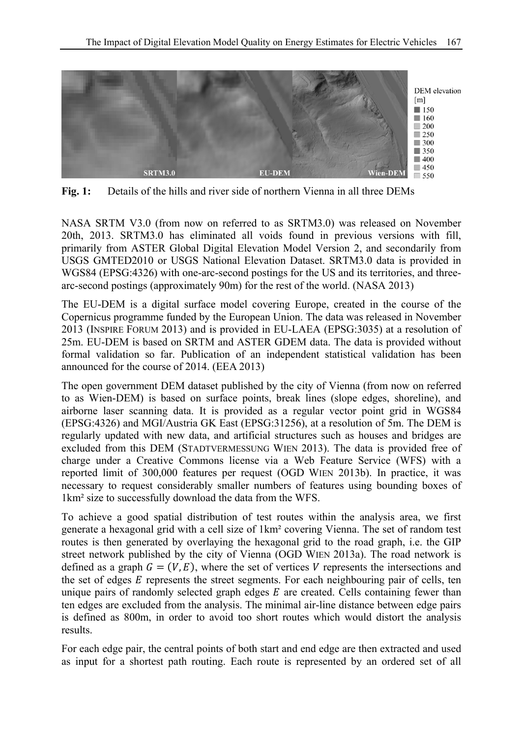**Fig. 1:** Details of the hills and river side of northern Vienna in all three DEMs

NASA SRTM V3.0 (from now on referred to as SRTM3.0) was released on November 20th, 2013. SRTM3.0 has eliminated all voids found in previous versions with fill, primarily from ASTER Global Digital Elevation Model Version 2, and secondarily from USGS GMTED2010 or USGS National Elevation Dataset. SRTM3.0 data is provided in WGS84 (EPSG:4326) with one-arc-second postings for the US and its territories, and three-arc-second postings (approximately 90m) for the rest of the world. (NASA 2013)

The EU-DEM is a digital surface model covering Europe, created in the course of the Copernicus programme funded by the European Union. The data was released in November 2013 (INSPIRE FORUM 2013) and is provided in EU-LAEA (EPSG:3035) at a resolution of 25m. EU-DEM is based on SRTM and ASTER GDEM data. The data is provided without formal validation so far. Publication of an independent statistical validation has been announced for the course of 2014. (EEA 2013)

The open government DEM dataset published by the city of Vienna (from now on referred to as Wien-DEM) is based on surface points, break lines (slope edges, shoreline), and airborne laser scanning data. It is provided as a regular vector point grid in WGS84 (EPSG:4326) and MGI/Austria GK East (EPSG:31256), at a resolution of 5m. The DEM is regularly updated with new data, and artificial structures such as houses and bridges are excluded from this DEM (STADTVERMESSUNG WIEN 2013). The data is provided free of charge under a Creative Commons license via a Web Feature Service (WFS) with a reported limit of 300,000 features per request (OGD WIEN 2013b). In practice, it was necessary to request considerably smaller numbers of features using bounding boxes of 1km² size to successfully download the data from the WFS.

To achieve a good spatial distribution of test routes within the analysis area, we first generate a hexagonal grid with a cell size of 1km² covering Vienna. The set of random test routes is then generated by overlaying the hexagonal grid to the road graph, i.e. the GIP street network published by the city of Vienna (OGD WIEN 2013a). The road network is defined as a graph $G = (V, E)$, where the set of vertices $V$ represents the intersections and the set of edges $E$ represents the street segments. For each neighbouring pair of cells, ten unique pairs of randomly selected graph edges $E$ are created. Cells containing fewer than ten edges are excluded from the analysis. The minimal air-line distance between edge pairs is defined as 800m, in order to avoid too short routes which would distort the analysis results.

For each edge pair, the central points of both start and end edge are then extracted and used as input for a shortest path routing. Each route is represented by an ordered set of all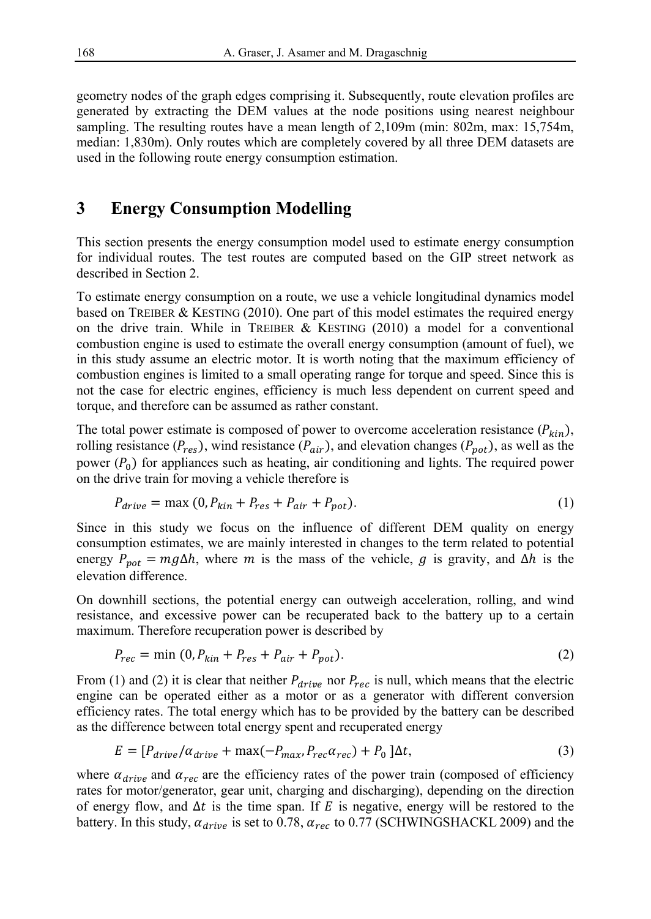geometry nodes of the graph edges comprising it. Subsequently, route elevation profiles are generated by extracting the DEM values at the node positions using nearest neighbour sampling. The resulting routes have a mean length of 2,109m (min: 802m, max: 15,754m, median: 1,830m). Only routes which are completely covered by all three DEM datasets are used in the following route energy consumption estimation.

## 3 Energy Consumption Modelling

This section presents the energy consumption model used to estimate energy consumption for individual routes. The test routes are computed based on the GIP street network as described in Section 2.

To estimate energy consumption on a route, we use a vehicle longitudinal dynamics model based on TREIBER & KESTING (2010). One part of this model estimates the required energy on the drive train. While in TREIBER & KESTING (2010) a model for a conventional combustion engine is used to estimate the overall energy consumption (amount of fuel), we in this study assume an electric motor. It is worth noting that the maximum efficiency of combustion engines is limited to a small operating range for torque and speed. Since this is not the case for electric engines, efficiency is much less dependent on current speed and torque, and therefore can be assumed as rather constant.

The total power estimate is composed of power to overcome acceleration resistance ($P_{kin}$), rolling resistance ($P_{res}$), wind resistance ($P_{air}$), and elevation changes ($P_{pot}$), as well as the power ($P_0$) for appliances such as heating, air conditioning and lights. The required power on the drive train for moving a vehicle therefore is

$$P_{drive} = \max\,(0, P_{kin} + P_{res} + P_{air} + P_{pot}). \tag{1}$$

Since in this study we focus on the influence of different DEM quality on energy consumption estimates, we are mainly interested in changes to the term related to potential energy $P_{pot} = mg\Delta h$, where $m$ is the mass of the vehicle, $g$ is gravity, and $\Delta h$ is the elevation difference.

On downhill sections, the potential energy can outweigh acceleration, rolling, and wind resistance, and excessive power can be recuperated back to the battery up to a certain maximum. Therefore recuperation power is described by

$$P_{rec} = \min\,(0, P_{kin} + P_{res} + P_{air} + P_{pot}). \tag{2}$$

From (1) and (2) it is clear that neither $P_{drive}$ nor $P_{rec}$ is null, which means that the electric engine can be operated either as a motor or as a generator with different conversion efficiency rates. The total energy which has to be provided by the battery can be described as the difference between total energy spent and recuperated energy

$$E = [P_{drive}/\alpha_{drive} + \max(-P_{max}, P_{rec}\alpha_{rec}) + P_0\,]\Delta t, \tag{3}$$

where $\alpha_{drive}$ and $\alpha_{rec}$ are the efficiency rates of the power train (composed of efficiency rates for motor/generator, gear unit, charging and discharging), depending on the direction of energy flow, and $\Delta t$ is the time span. If $E$ is negative, energy will be restored to the battery. In this study, $\alpha_{drive}$ is set to 0.78, $\alpha_{rec}$ to 0.77 (SCHWINGSHACKL 2009) and the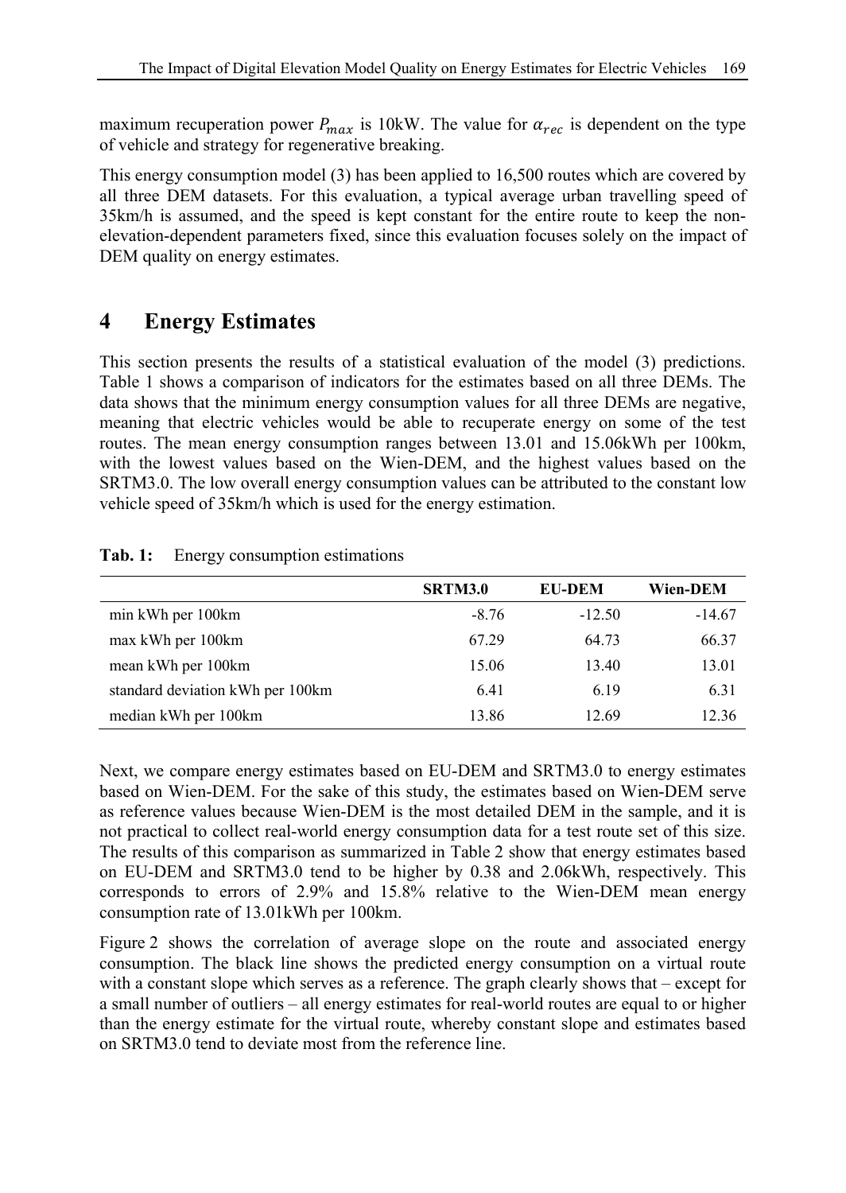maximum recuperation power $P_{max}$ is 10kW. The value for $\alpha_{rec}$ is dependent on the type of vehicle and strategy for regenerative breaking.

This energy consumption model (3) has been applied to 16,500 routes which are covered by all three DEM datasets. For this evaluation, a typical average urban travelling speed of 35km/h is assumed, and the speed is kept constant for the entire route to keep the non-elevation-dependent parameters fixed, since this evaluation focuses solely on the impact of DEM quality on energy estimates.

# 4 Energy Estimates

This section presents the results of a statistical evaluation of the model (3) predictions. Table 1 shows a comparison of indicators for the estimates based on all three DEMs. The data shows that the minimum energy consumption values for all three DEMs are negative, meaning that electric vehicles would be able to recuperate energy on some of the test routes. The mean energy consumption ranges between 13.01 and 15.06kWh per 100km, with the lowest values based on the Wien-DEM, and the highest values based on the SRTM3.0. The low overall energy consumption values can be attributed to the constant low vehicle speed of 35km/h which is used for the energy estimation.

**Tab. 1:** Energy consumption estimations

| | SRTM3.0 | EU-DEM | Wien-DEM |
|---|---|---|---|
| min kWh per 100km | -8.76 | -12.50 | -14.67 |
| max kWh per 100km | 67.29 | 64.73 | 66.37 |
| mean kWh per 100km | 15.06 | 13.40 | 13.01 |
| standard deviation kWh per 100km | 6.41 | 6.19 | 6.31 |
| median kWh per 100km | 13.86 | 12.69 | 12.36 |

Next, we compare energy estimates based on EU-DEM and SRTM3.0 to energy estimates based on Wien-DEM. For the sake of this study, the estimates based on Wien-DEM serve as reference values because Wien-DEM is the most detailed DEM in the sample, and it is not practical to collect real-world energy consumption data for a test route set of this size. The results of this comparison as summarized in Table 2 show that energy estimates based on EU-DEM and SRTM3.0 tend to be higher by 0.38 and 2.06kWh, respectively. This corresponds to errors of 2.9% and 15.8% relative to the Wien-DEM mean energy consumption rate of 13.01kWh per 100km.

Figure 2 shows the correlation of average slope on the route and associated energy consumption. The black line shows the predicted energy consumption on a virtual route with a constant slope which serves as a reference. The graph clearly shows that – except for a small number of outliers – all energy estimates for real-world routes are equal to or higher than the energy estimate for the virtual route, whereby constant slope and estimates based on SRTM3.0 tend to deviate most from the reference line.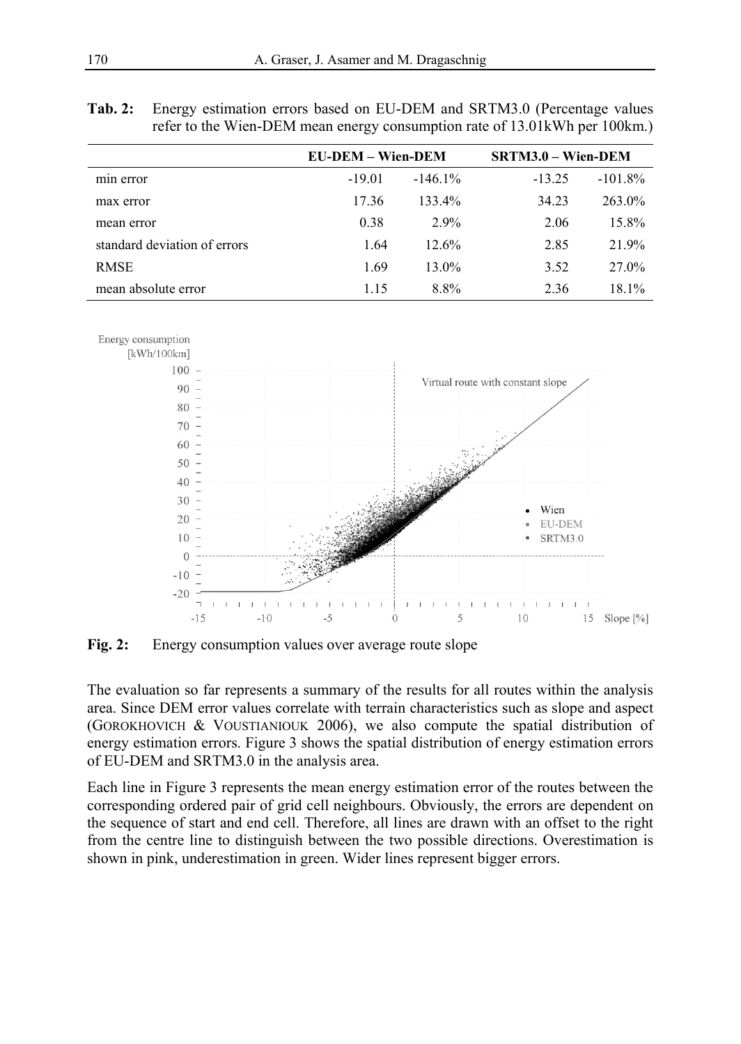**Tab. 2:** Energy estimation errors based on EU-DEM and SRTM3.0 (Percentage values refer to the Wien-DEM mean energy consumption rate of 13.01kWh per 100km.)

| | **EU-DEM – Wien-DEM** | | **SRTM3.0 – Wien-DEM** | |
|---|---|---|---|---|
| min error | -19.01 | -146.1% | -13.25 | -101.8% |
| max error | 17.36 | 133.4% | 34.23 | 263.0% |
| mean error | 0.38 | 2.9% | 2.06 | 15.8% |
| standard deviation of errors | 1.64 | 12.6% | 2.85 | 21.9% |
| RMSE | 1.69 | 13.0% | 3.52 | 27.0% |
| mean absolute error | 1.15 | 8.8% | 2.36 | 18.1% |

**Fig. 2:** Energy consumption values over average route slope

The evaluation so far represents a summary of the results for all routes within the analysis area. Since DEM error values correlate with terrain characteristics such as slope and aspect (GOROKHOVICH & VOUSTIANIOUK 2006), we also compute the spatial distribution of energy estimation errors. Figure 3 shows the spatial distribution of energy estimation errors of EU-DEM and SRTM3.0 in the analysis area.

Each line in Figure 3 represents the mean energy estimation error of the routes between the corresponding ordered pair of grid cell neighbours. Obviously, the errors are dependent on the sequence of start and end cell. Therefore, all lines are drawn with an offset to the right from the centre line to distinguish between the two possible directions. Overestimation is shown in pink, underestimation in green. Wider lines represent bigger errors.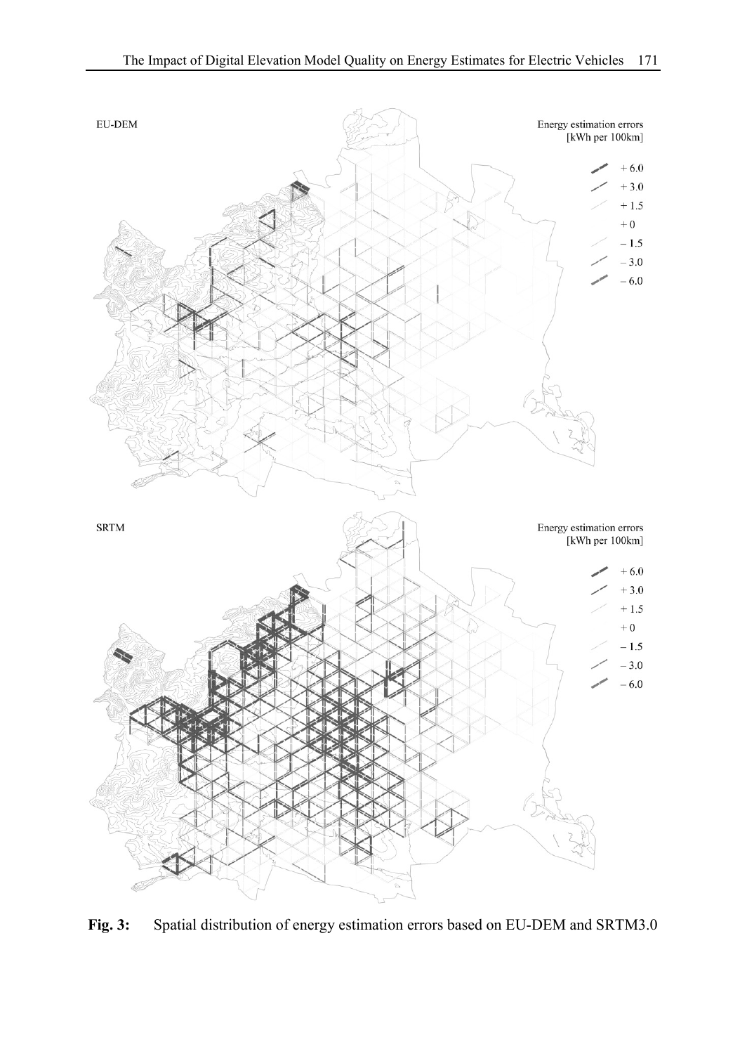**Fig. 3:** Spatial distribution of energy estimation errors based on EU-DEM and SRTM3.0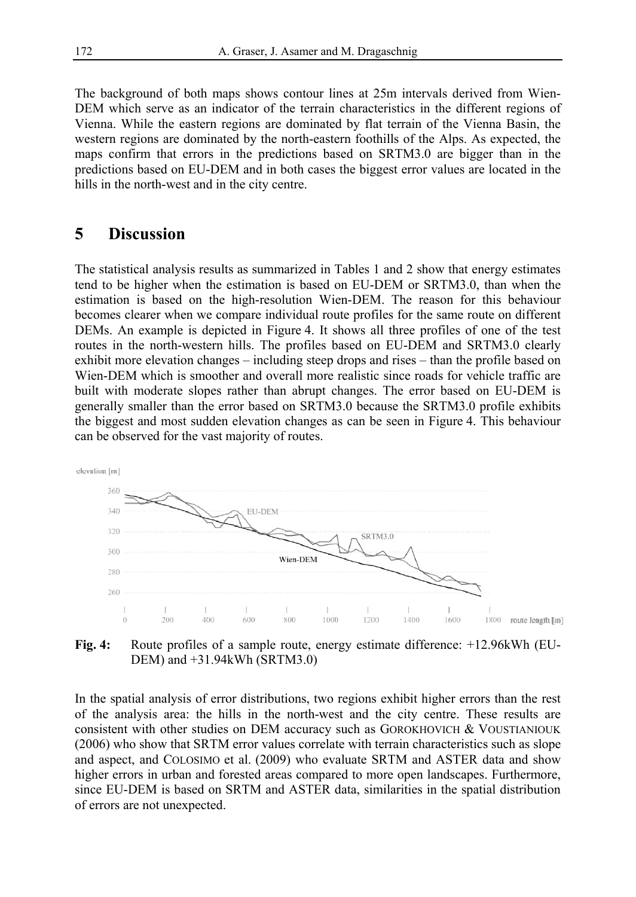The background of both maps shows contour lines at 25m intervals derived from Wien-DEM which serve as an indicator of the terrain characteristics in the different regions of Vienna. While the eastern regions are dominated by flat terrain of the Vienna Basin, the western regions are dominated by the north-eastern foothills of the Alps. As expected, the maps confirm that errors in the predictions based on SRTM3.0 are bigger than in the predictions based on EU-DEM and in both cases the biggest error values are located in the hills in the north-west and in the city centre.

## 5 Discussion

The statistical analysis results as summarized in Tables 1 and 2 show that energy estimates tend to be higher when the estimation is based on EU-DEM or SRTM3.0, than when the estimation is based on the high-resolution Wien-DEM. The reason for this behaviour becomes clearer when we compare individual route profiles for the same route on different DEMs. An example is depicted in Figure 4. It shows all three profiles of one of the test routes in the north-western hills. The profiles based on EU-DEM and SRTM3.0 clearly exhibit more elevation changes – including steep drops and rises – than the profile based on Wien-DEM which is smoother and overall more realistic since roads for vehicle traffic are built with moderate slopes rather than abrupt changes. The error based on EU-DEM is generally smaller than the error based on SRTM3.0 because the SRTM3.0 profile exhibits the biggest and most sudden elevation changes as can be seen in Figure 4. This behaviour can be observed for the vast majority of routes.

**Fig. 4:** Route profiles of a sample route, energy estimate difference: +12.96kWh (EU-DEM) and +31.94kWh (SRTM3.0)

In the spatial analysis of error distributions, two regions exhibit higher errors than the rest of the analysis area: the hills in the north-west and the city centre. These results are consistent with other studies on DEM accuracy such as GOROKHOVICH & VOUSTIANIOUK (2006) who show that SRTM error values correlate with terrain characteristics such as slope and aspect, and COLOSIMO et al. (2009) who evaluate SRTM and ASTER data and show higher errors in urban and forested areas compared to more open landscapes. Furthermore, since EU-DEM is based on SRTM and ASTER data, similarities in the spatial distribution of errors are not unexpected.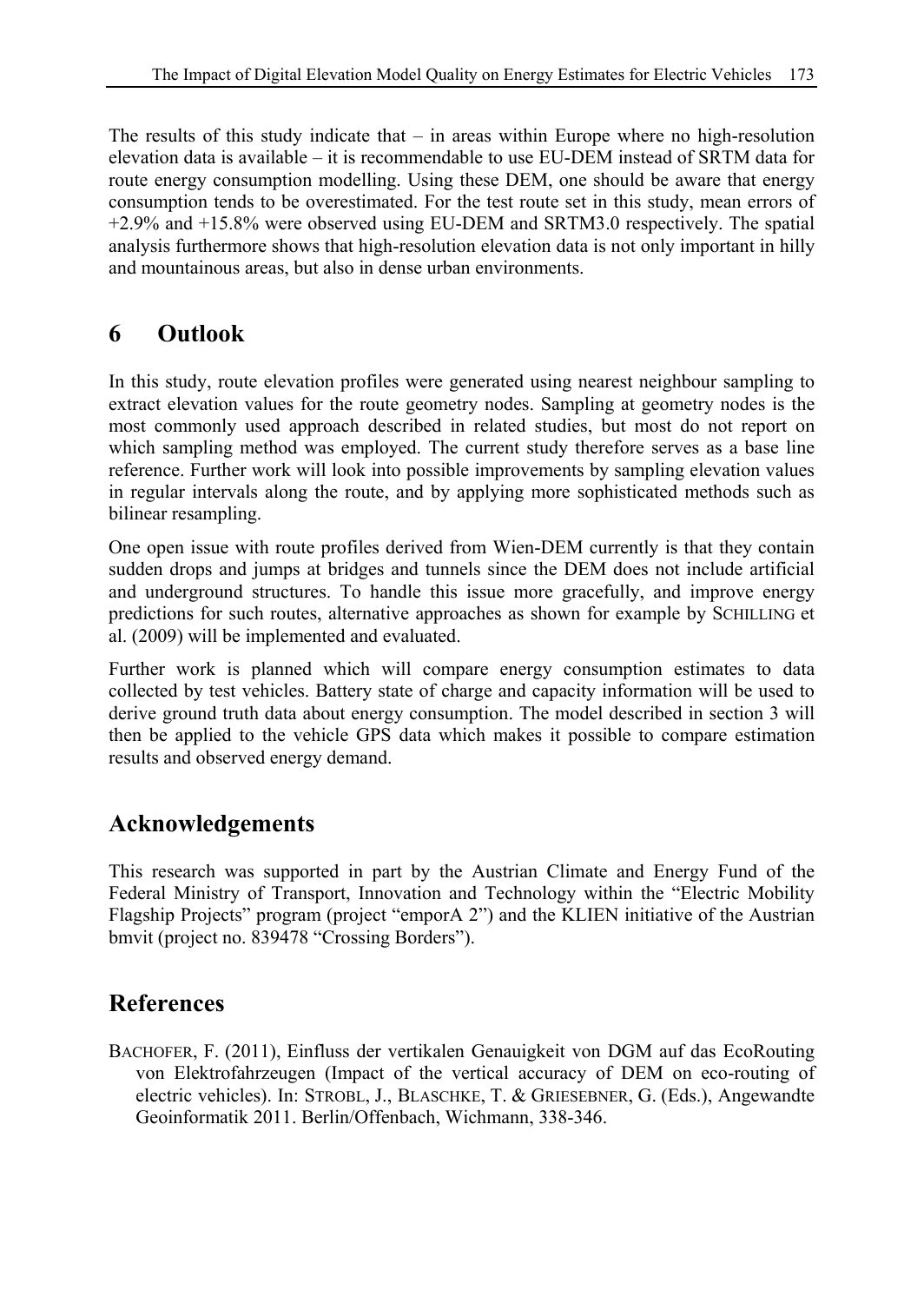The results of this study indicate that – in areas within Europe where no high-resolution elevation data is available – it is recommendable to use EU-DEM instead of SRTM data for route energy consumption modelling. Using these DEM, one should be aware that energy consumption tends to be overestimated. For the test route set in this study, mean errors of +2.9% and +15.8% were observed using EU-DEM and SRTM3.0 respectively. The spatial analysis furthermore shows that high-resolution elevation data is not only important in hilly and mountainous areas, but also in dense urban environments.

## 6 Outlook

In this study, route elevation profiles were generated using nearest neighbour sampling to extract elevation values for the route geometry nodes. Sampling at geometry nodes is the most commonly used approach described in related studies, but most do not report on which sampling method was employed. The current study therefore serves as a base line reference. Further work will look into possible improvements by sampling elevation values in regular intervals along the route, and by applying more sophisticated methods such as bilinear resampling.

One open issue with route profiles derived from Wien-DEM currently is that they contain sudden drops and jumps at bridges and tunnels since the DEM does not include artificial and underground structures. To handle this issue more gracefully, and improve energy predictions for such routes, alternative approaches as shown for example by SCHILLING et al. (2009) will be implemented and evaluated.

Further work is planned which will compare energy consumption estimates to data collected by test vehicles. Battery state of charge and capacity information will be used to derive ground truth data about energy consumption. The model described in section 3 will then be applied to the vehicle GPS data which makes it possible to compare estimation results and observed energy demand.

## Acknowledgements

This research was supported in part by the Austrian Climate and Energy Fund of the Federal Ministry of Transport, Innovation and Technology within the "Electric Mobility Flagship Projects" program (project "emporA 2") and the KLIEN initiative of the Austrian bmvit (project no. 839478 "Crossing Borders").

## References

BACHOFER, F. (2011), Einfluss der vertikalen Genauigkeit von DGM auf das EcoRouting von Elektrofahrzeugen (Impact of the vertical accuracy of DEM on eco-routing of electric vehicles). In: STROBL, J., BLASCHKE, T. & GRIESEBNER, G. (Eds.), Angewandte Geoinformatik 2011. Berlin/Offenbach, Wichmann, 338-346.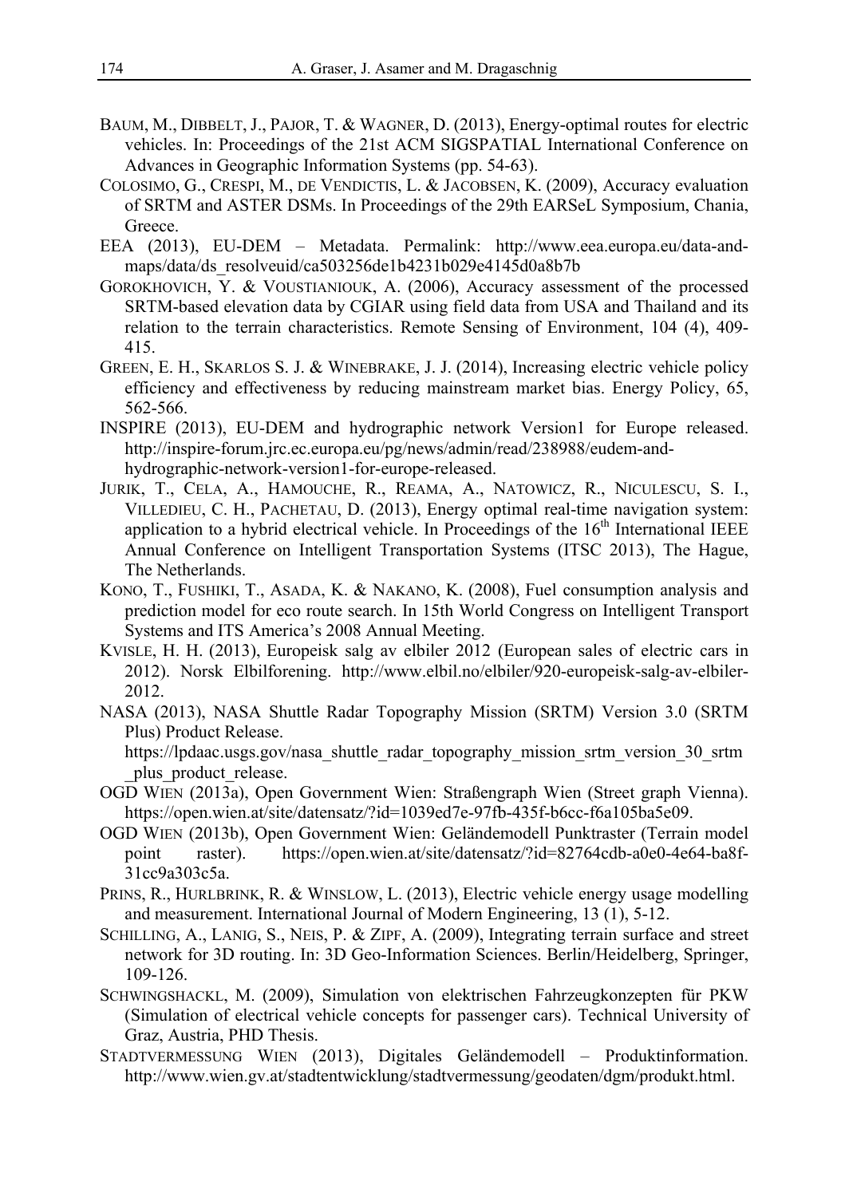BAUM, M., DIBBELT, J., PAJOR, T. & WAGNER, D. (2013), Energy-optimal routes for electric vehicles. In: Proceedings of the 21st ACM SIGSPATIAL International Conference on Advances in Geographic Information Systems (pp. 54-63).

COLOSIMO, G., CRESPI, M., DE VENDICTIS, L. & JACOBSEN, K. (2009), Accuracy evaluation of SRTM and ASTER DSMs. In Proceedings of the 29th EARSeL Symposium, Chania, Greece.

EEA (2013), EU-DEM – Metadata. Permalink: http://www.eea.europa.eu/data-and-maps/data/ds_resolveuid/ca503256de1b4231b029e4145d0a8b7b

GOROKHOVICH, Y. & VOUSTIANIOUK, A. (2006), Accuracy assessment of the processed SRTM-based elevation data by CGIAR using field data from USA and Thailand and its relation to the terrain characteristics. Remote Sensing of Environment, 104 (4), 409-415.

GREEN, E. H., SKARLOS S. J. & WINEBRAKE, J. J. (2014), Increasing electric vehicle policy efficiency and effectiveness by reducing mainstream market bias. Energy Policy, 65, 562-566.

INSPIRE (2013), EU-DEM and hydrographic network Version1 for Europe released. http://inspire-forum.jrc.ec.europa.eu/pg/news/admin/read/238988/eudem-and-hydrographic-network-version1-for-europe-released.

JURIK, T., CELA, A., HAMOUCHE, R., REAMA, A., NATOWICZ, R., NICULESCU, S. I., VILLEDIEU, C. H., PACHETAU, D. (2013), Energy optimal real-time navigation system: application to a hybrid electrical vehicle. In Proceedings of the 16th International IEEE Annual Conference on Intelligent Transportation Systems (ITSC 2013), The Hague, The Netherlands.

KONO, T., FUSHIKI, T., ASADA, K. & NAKANO, K. (2008), Fuel consumption analysis and prediction model for eco route search. In 15th World Congress on Intelligent Transport Systems and ITS America's 2008 Annual Meeting.

KVISLE, H. H. (2013), Europeisk salg av elbiler 2012 (European sales of electric cars in 2012). Norsk Elbilforening. http://www.elbil.no/elbiler/920-europeisk-salg-av-elbiler-2012.

NASA (2013), NASA Shuttle Radar Topography Mission (SRTM) Version 3.0 (SRTM Plus) Product Release. https://lpdaac.usgs.gov/nasa_shuttle_radar_topography_mission_srtm_version_30_srtm_plus_product_release.

OGD WIEN (2013a), Open Government Wien: Straßengraph Wien (Street graph Vienna). https://open.wien.at/site/datensatz/?id=1039ed7e-97fb-435f-b6cc-f6a105ba5e09.

OGD WIEN (2013b), Open Government Wien: Geländemodell Punktraster (Terrain model point raster). https://open.wien.at/site/datensatz/?id=82764cdb-a0e0-4e64-ba8f-31cc9a303c5a.

PRINS, R., HURLBRINK, R. & WINSLOW, L. (2013), Electric vehicle energy usage modelling and measurement. International Journal of Modern Engineering, 13 (1), 5-12.

SCHILLING, A., LANIG, S., NEIS, P. & ZIPF, A. (2009), Integrating terrain surface and street network for 3D routing. In: 3D Geo-Information Sciences. Berlin/Heidelberg, Springer, 109-126.

SCHWINGSHACKL, M. (2009), Simulation von elektrischen Fahrzeugkonzepten für PKW (Simulation of electrical vehicle concepts for passenger cars). Technical University of Graz, Austria, PHD Thesis.

STADTVERMESSUNG WIEN (2013), Digitales Geländemodell – Produktinformation. http://www.wien.gv.at/stadtentwicklung/stadtvermessung/geodaten/dgm/produkt.html.